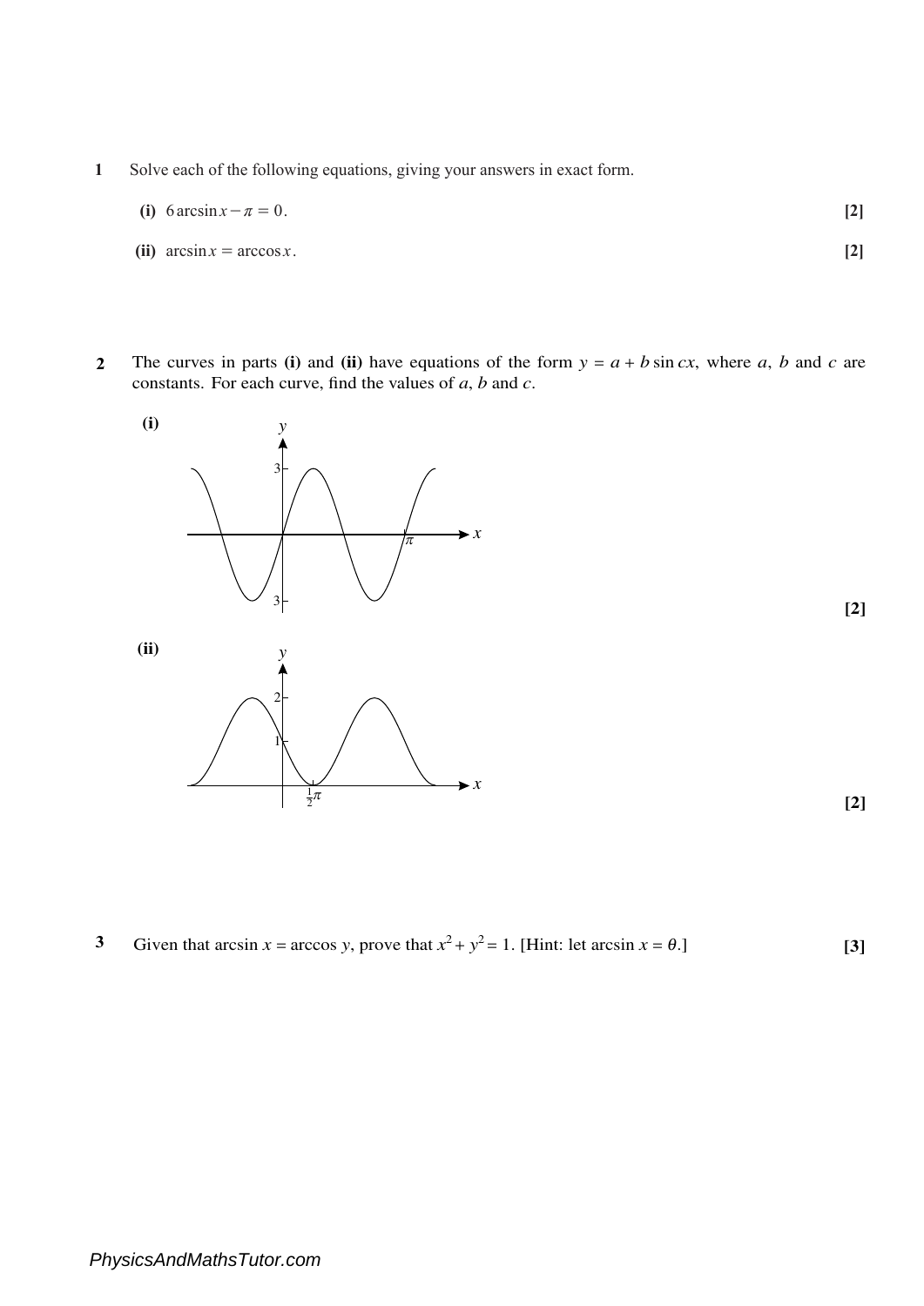**1** Solve each of the following equations, giving your answers in exact form.

**(i)** $6\arcsin x - \pi = 0$. **[2]**

**(ii)** $\arcsin x = \arccos x$. **[2]**

**2** The curves in parts **(i)** and **(ii)** have equations of the form $y = a + b\sin cx$, where $a$, $b$ and $c$ are constants. For each curve, find the values of $a$, $b$ and $c$.

**(i)** **[2]**

**(ii)** **[2]**

**3** Given that $\arcsin x = \arccos y$, prove that $x^2 + y^2 = 1$. [Hint: let $\arcsin x = \theta$.] **[3]**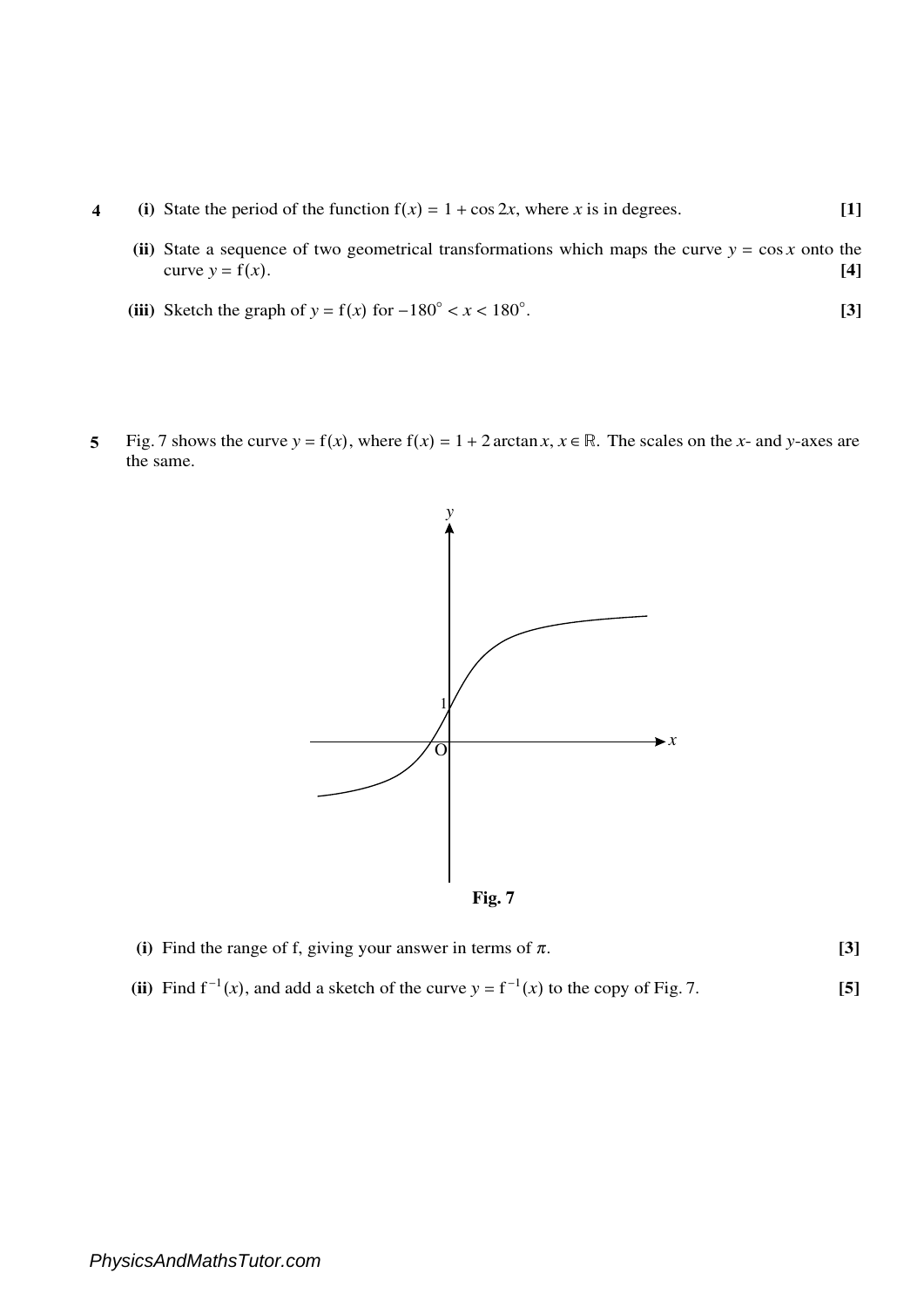**4** **(i)** State the period of the function $f(x) = 1 + \cos 2x$, where $x$ is in degrees. **[1]**

**(ii)** State a sequence of two geometrical transformations which maps the curve $y = \cos x$ onto the curve $y = f(x)$. **[4]**

**(iii)** Sketch the graph of $y = f(x)$ for $-180^\circ < x < 180^\circ$. **[3]**

**5** Fig. 7 shows the curve $y = f(x)$, where $f(x) = 1 + 2 \arctan x$, $x \in \mathbb{R}$. The scales on the $x$- and $y$-axes are the same.

**Fig. 7**

**(i)** Find the range of f, giving your answer in terms of $\pi$. **[3]**

**(ii)** Find $f^{-1}(x)$, and add a sketch of the curve $y = f^{-1}(x)$ to the copy of Fig. 7. **[5]**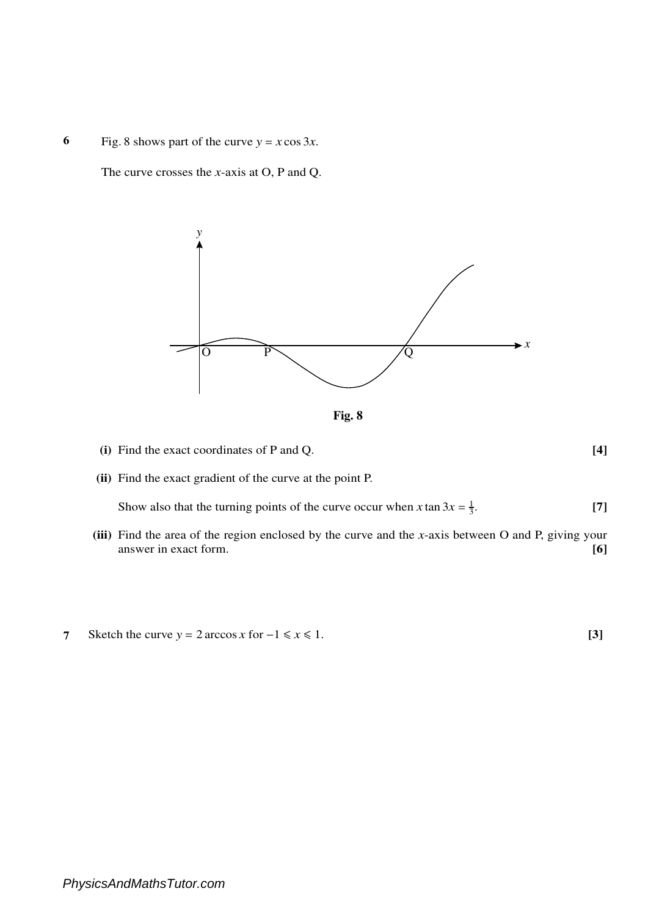**6** Fig. 8 shows part of the curve $y = x\cos 3x$.

The curve crosses the $x$-axis at O, P and Q.

**Fig. 8**

**(i)** Find the exact coordinates of P and Q. **[4]**

**(ii)** Find the exact gradient of the curve at the point P.

Show also that the turning points of the curve occur when $x\tan 3x = \frac{1}{3}$. **[7]**

**(iii)** Find the area of the region enclosed by the curve and the $x$-axis between O and P, giving your answer in exact form. **[6]**

**7** Sketch the curve $y = 2\arccos x$ for $-1 \leqslant x \leqslant 1$. **[3]**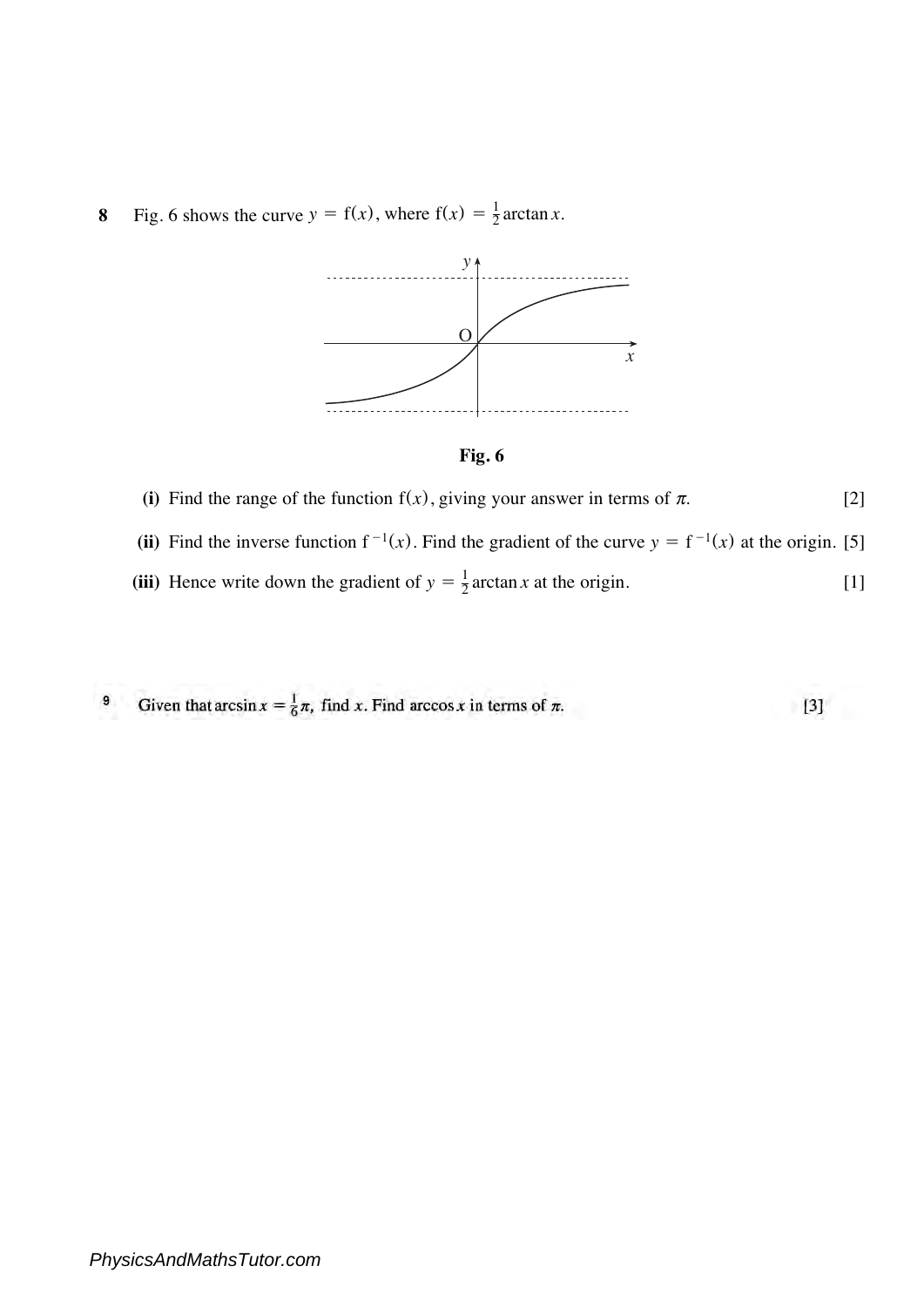**8** Fig. 6 shows the curve $y = \mathrm{f}(x)$, where $\mathrm{f}(x) = \frac{1}{2}\arctan x$.

y

O

x

**Fig. 6**

**(i)** Find the range of the function $\mathrm{f}(x)$, giving your answer in terms of $\pi$. [2]

**(ii)** Find the inverse function $\mathrm{f}^{-1}(x)$. Find the gradient of the curve $y = \mathrm{f}^{-1}(x)$ at the origin. [5]

**(iii)** Hence write down the gradient of $y = \frac{1}{2}\arctan x$ at the origin. [1]

**9** Given that $\arcsin x = \frac{1}{6}\pi$, find $x$. Find $\arccos x$ in terms of $\pi$. [3]